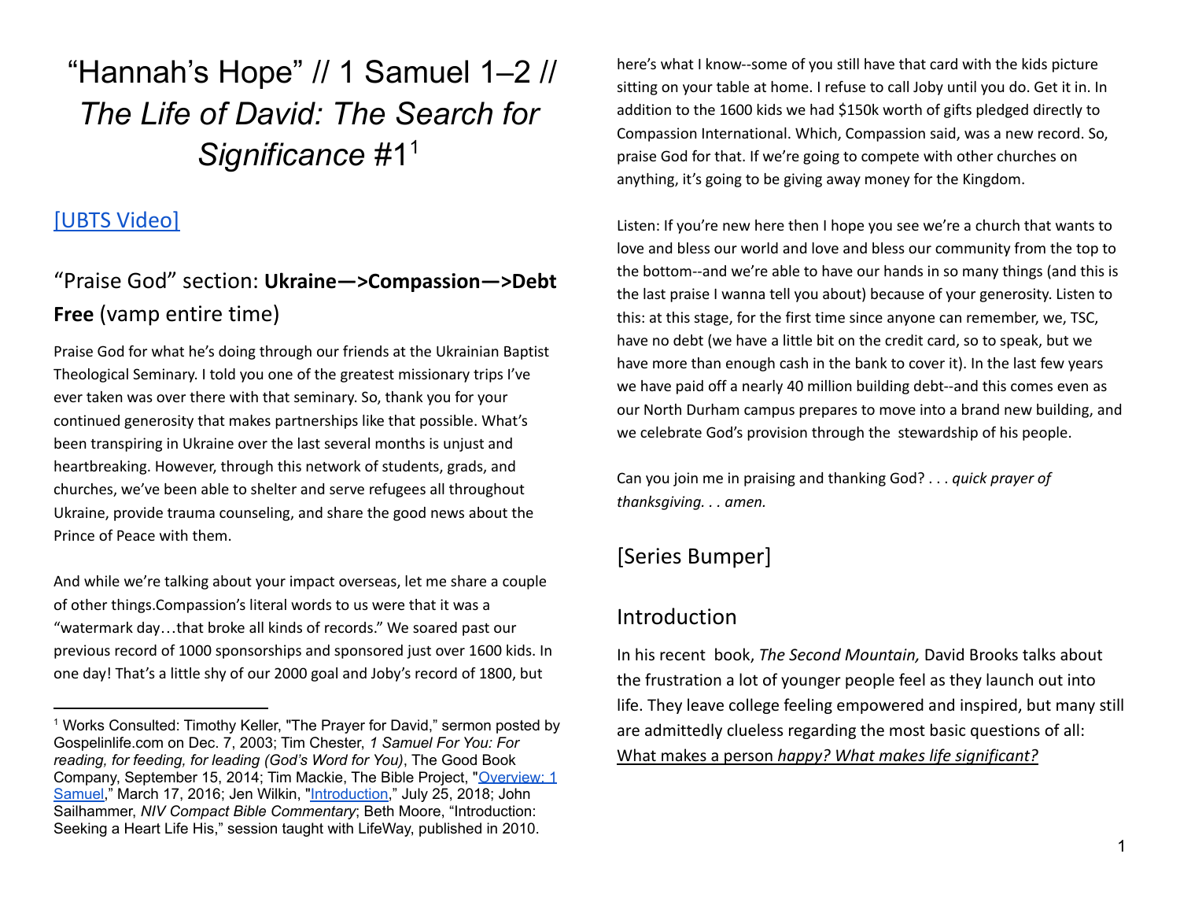# "Hannah's Hope" // 1 Samuel 1–2 // *The Life of David: The Search for Significance* #1[1]

[UBTS Video]

## "Praise God" section: **Ukraine—>Compassion—>Debt Free** (vamp entire time)

Praise God for what he's doing through our friends at the Ukrainian Baptist Theological Seminary. I told you one of the greatest missionary trips I've ever taken was over there with that seminary. So, thank you for your continued generosity that makes partnerships like that possible. What's been transpiring in Ukraine over the last several months is unjust and heartbreaking. However, through this network of students, grads, and churches, we've been able to shelter and serve refugees all throughout Ukraine, provide trauma counseling, and share the good news about the Prince of Peace with them.

And while we're talking about your impact overseas, let me share a couple of other things.Compassion's literal words to us were that it was a "watermark day…that broke all kinds of records." We soared past our previous record of 1000 sponsorships and sponsored just over 1600 kids. In one day! That's a little shy of our 2000 goal and Joby's record of 1800, but here's what I know--some of you still have that card with the kids picture sitting on your table at home. I refuse to call Joby until you do. Get it in. In addition to the 1600 kids we had $150k worth of gifts pledged directly to Compassion International. Which, Compassion said, was a new record. So, praise God for that. If we're going to compete with other churches on anything, it's going to be giving away money for the Kingdom.

Listen: If you're new here then I hope you see we're a church that wants to love and bless our world and love and bless our community from the top to the bottom--and we're able to have our hands in so many things (and this is the last praise I wanna tell you about) because of your generosity. Listen to this: at this stage, for the first time since anyone can remember, we, TSC, have no debt (we have a little bit on the credit card, so to speak, but we have more than enough cash in the bank to cover it). In the last few years we have paid off a nearly 40 million building debt--and this comes even as our North Durham campus prepares to move into a brand new building, and we celebrate God's provision through the stewardship of his people.

Can you join me in praising and thanking God? . . . *quick prayer of thanksgiving. . . amen.*

## [Series Bumper]

## Introduction

In his recent book, *The Second Mountain,* David Brooks talks about the frustration a lot of younger people feel as they launch out into life. They leave college feeling empowered and inspired, but many still are admittedly clueless regarding the most basic questions of all: <u>What makes a person *happy? What makes life significant?*</u>

---

[1] Works Consulted: Timothy Keller, "The Prayer for David," sermon posted by Gospelinlife.com on Dec. 7, 2003; Tim Chester, *1 Samuel For You: For reading, for feeding, for leading (God's Word for You)*, The Good Book Company, September 15, 2014; Tim Mackie, The Bible Project, "Overview: 1 Samuel," March 17, 2016; Jen Wilkin, "Introduction," July 25, 2018; John Sailhammer, *NIV Compact Bible Commentary*; Beth Moore, "Introduction: Seeking a Heart Life His," session taught with LifeWay, published in 2010.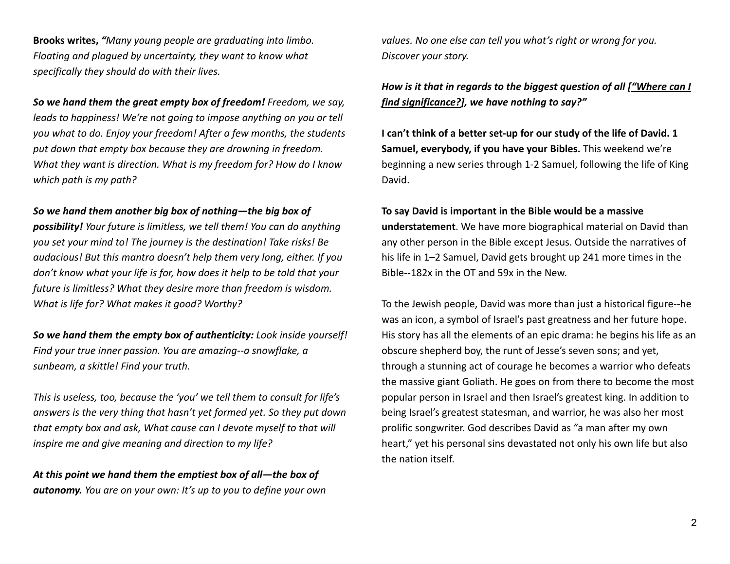**Brooks writes,** *"Many young people are graduating into limbo. Floating and plagued by uncertainty, they want to know what specifically they should do with their lives.*

***So we hand them the great empty box of freedom!*** *Freedom, we say, leads to happiness! We're not going to impose anything on you or tell you what to do. Enjoy your freedom! After a few months, the students put down that empty box because they are drowning in freedom. What they want is direction. What is my freedom for? How do I know which path is my path?*

***So we hand them another big box of nothing—the big box of possibility!*** *Your future is limitless, we tell them! You can do anything you set your mind to! The journey is the destination! Take risks! Be audacious! But this mantra doesn't help them very long, either. If you don't know what your life is for, how does it help to be told that your future is limitless? What they desire more than freedom is wisdom. What is life for? What makes it good? Worthy?*

***So we hand them the empty box of authenticity:*** *Look inside yourself! Find your true inner passion. You are amazing--a snowflake, a sunbeam, a skittle! Find your truth.*

*This is useless, too, because the 'you' we tell them to consult for life's answers is the very thing that hasn't yet formed yet. So they put down that empty box and ask, What cause can I devote myself to that will inspire me and give meaning and direction to my life?*

***At this point we hand them the emptiest box of all—the box of autonomy.*** *You are on your own: It's up to you to define your own values. No one else can tell you what's right or wrong for you. Discover your story.*

***How is it that in regards to the biggest question of all <u>["Where can I find significance?]</u>, we have nothing to say?"***

**I can't think of a better set-up for our study of the life of David. 1 Samuel, everybody, if you have your Bibles.** This weekend we're beginning a new series through 1-2 Samuel, following the life of King David.

**To say David is important in the Bible would be a massive understatement**. We have more biographical material on David than any other person in the Bible except Jesus. Outside the narratives of his life in 1–2 Samuel, David gets brought up 241 more times in the Bible--182x in the OT and 59x in the New.

To the Jewish people, David was more than just a historical figure--he was an icon, a symbol of Israel's past greatness and her future hope. His story has all the elements of an epic drama: he begins his life as an obscure shepherd boy, the runt of Jesse's seven sons; and yet, through a stunning act of courage he becomes a warrior who defeats the massive giant Goliath. He goes on from there to become the most popular person in Israel and then Israel's greatest king. In addition to being Israel's greatest statesman, and warrior, he was also her most prolific songwriter. God describes David as "a man after my own heart," yet his personal sins devastated not only his own life but also the nation itself.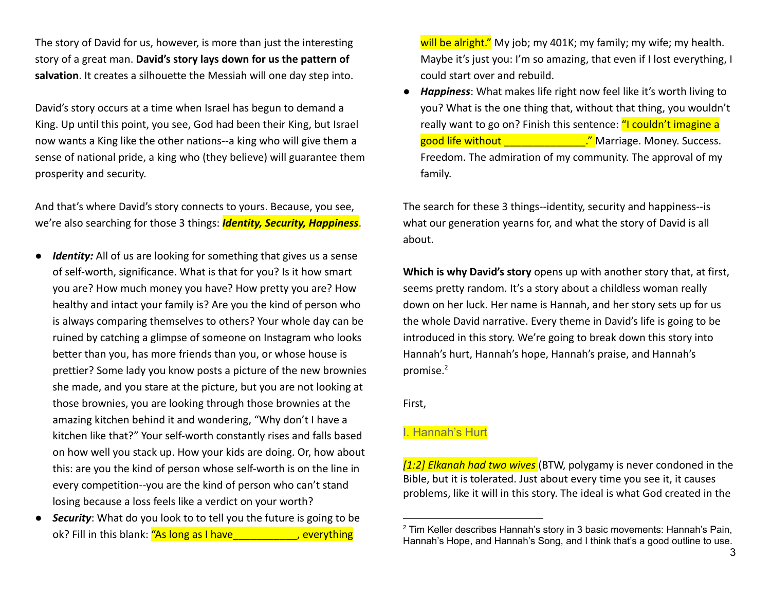The story of David for us, however, is more than just the interesting story of a great man. **David's story lays down for us the pattern of salvation**. It creates a silhouette the Messiah will one day step into.

David's story occurs at a time when Israel has begun to demand a King. Up until this point, you see, God had been their King, but Israel now wants a King like the other nations--a king who will give them a sense of national pride, a king who (they believe) will guarantee them prosperity and security.

And that's where David's story connects to yours. Because, you see, we're also searching for those 3 things: ***Identity, Security, Happiness***.

- ***Identity:*** All of us are looking for something that gives us a sense of self-worth, significance. What is that for you? Is it how smart you are? How much money you have? How pretty you are? How healthy and intact your family is? Are you the kind of person who is always comparing themselves to others? Your whole day can be ruined by catching a glimpse of someone on Instagram who looks better than you, has more friends than you, or whose house is prettier? Some lady you know posts a picture of the new brownies she made, and you stare at the picture, but you are not looking at those brownies, you are looking through those brownies at the amazing kitchen behind it and wondering, "Why don't I have a kitchen like that?" Your self-worth constantly rises and falls based on how well you stack up. How your kids are doing. Or, how about this: are you the kind of person whose self-worth is on the line in every competition--you are the kind of person who can't stand losing because a loss feels like a verdict on your worth?
- ***Security***: What do you look to to tell you the future is going to be ok? Fill in this blank: "As long as I have___________, everything will be alright." My job; my 401K; my family; my wife; my health. Maybe it's just you: I'm so amazing, that even if I lost everything, I could start over and rebuild.
- ***Happiness***: What makes life right now feel like it's worth living to you? What is the one thing that, without that thing, you wouldn't really want to go on? Finish this sentence: "I couldn't imagine a good life without ______________." Marriage. Money. Success. Freedom. The admiration of my community. The approval of my family.

The search for these 3 things--identity, security and happiness--is what our generation yearns for, and what the story of David is all about.

**Which is why David's story** opens up with another story that, at first, seems pretty random. It's a story about a childless woman really down on her luck. Her name is Hannah, and her story sets up for us the whole David narrative. Every theme in David's life is going to be introduced in this story. We're going to break down this story into Hannah's hurt, Hannah's hope, Hannah's praise, and Hannah's promise.[2]

First,

## I. Hannah's Hurt

*[1:2] Elkanah had two wives* (BTW, polygamy is never condoned in the Bible, but it is tolerated. Just about every time you see it, it causes problems, like it will in this story. The ideal is what God created in the

[2] Tim Keller describes Hannah's story in 3 basic movements: Hannah's Pain, Hannah's Hope, and Hannah's Song, and I think that's a good outline to use.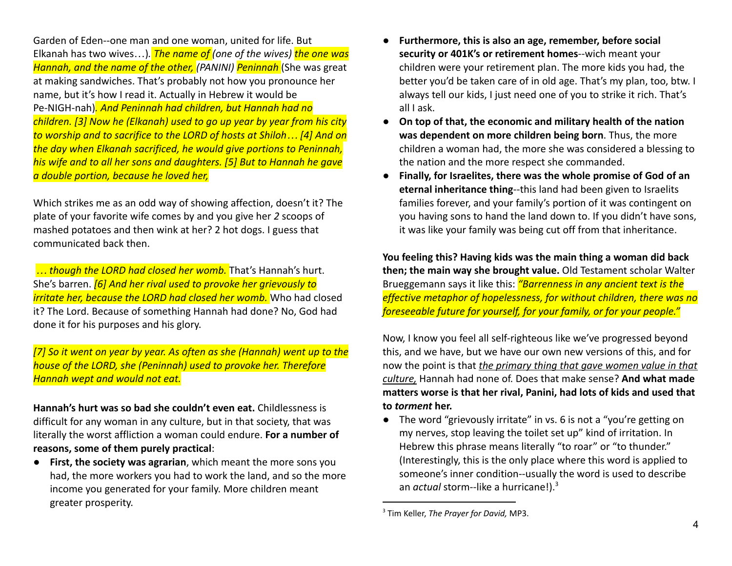Garden of Eden--one man and one woman, united for life. But Elkanah has two wives…). *The name of (one of the wives) the one was Hannah, and the name of the other, (PANINI) Peninnah* (She was great at making sandwiches. That's probably not how you pronounce her name, but it's how I read it. Actually in Hebrew it would be Pe-NIGH-nah). *And Peninnah had children, but Hannah had no children. [3] Now he (Elkanah) used to go up year by year from his city to worship and to sacrifice to the LORD of hosts at Shiloh… [4] And on the day when Elkanah sacrificed, he would give portions to Peninnah, his wife and to all her sons and daughters. [5] But to Hannah he gave a double portion, because he loved her,*

Which strikes me as an odd way of showing affection, doesn't it? The plate of your favorite wife comes by and you give her *2* scoops of mashed potatoes and then wink at her? 2 hot dogs. I guess that communicated back then.

*… though the LORD had closed her womb.* That's Hannah's hurt. She's barren. *[6] And her rival used to provoke her grievously to irritate her, because the LORD had closed her womb.* Who had closed it? The Lord. Because of something Hannah had done? No, God had done it for his purposes and his glory.

*[7] So it went on year by year. As often as she (Hannah) went up to the house of the LORD, she (Peninnah) used to provoke her. Therefore Hannah wept and would not eat.*

**Hannah's hurt was so bad she couldn't even eat.** Childlessness is difficult for any woman in any culture, but in that society, that was literally the worst affliction a woman could endure. **For a number of reasons, some of them purely practical**:

- **First, the society was agrarian**, which meant the more sons you had, the more workers you had to work the land, and so the more income you generated for your family. More children meant greater prosperity.
- **Furthermore, this is also an age, remember, before social security or 401K's or retirement homes**--wich meant your children were your retirement plan. The more kids you had, the better you'd be taken care of in old age. That's my plan, too, btw. I always tell our kids, I just need one of you to strike it rich. That's all I ask.
- **On top of that, the economic and military health of the nation was dependent on more children being born**. Thus, the more children a woman had, the more she was considered a blessing to the nation and the more respect she commanded.
- **Finally, for Israelites, there was the whole promise of God of an eternal inheritance thing**--this land had been given to Israelits families forever, and your family's portion of it was contingent on you having sons to hand the land down to. If you didn't have sons, it was like your family was being cut off from that inheritance.

**You feeling this? Having kids was the main thing a woman did back then; the main way she brought value.** Old Testament scholar Walter Brueggemann says it like this: *"Barrenness in any ancient text is the effective metaphor of hopelessness, for without children, there was no foreseeable future for yourself, for your family, or for your people."*

Now, I know you feel all self-righteous like we've progressed beyond this, and we have, but we have our own new versions of this, and for now the point is that *the primary thing that gave women value in that culture,* Hannah had none of. Does that make sense? **And what made matters worse is that her rival, Panini, had lots of kids and used that to *torment* her.**

- The word "grievously irritate" in vs. 6 is not a "you're getting on my nerves, stop leaving the toilet set up" kind of irritation. In Hebrew this phrase means literally "to roar" or "to thunder." (Interestingly, this is the only place where this word is applied to someone's inner condition--usually the word is used to describe an *actual* storm--like a hurricane!).[3]

---

[3] Tim Keller, *The Prayer for David,* MP3.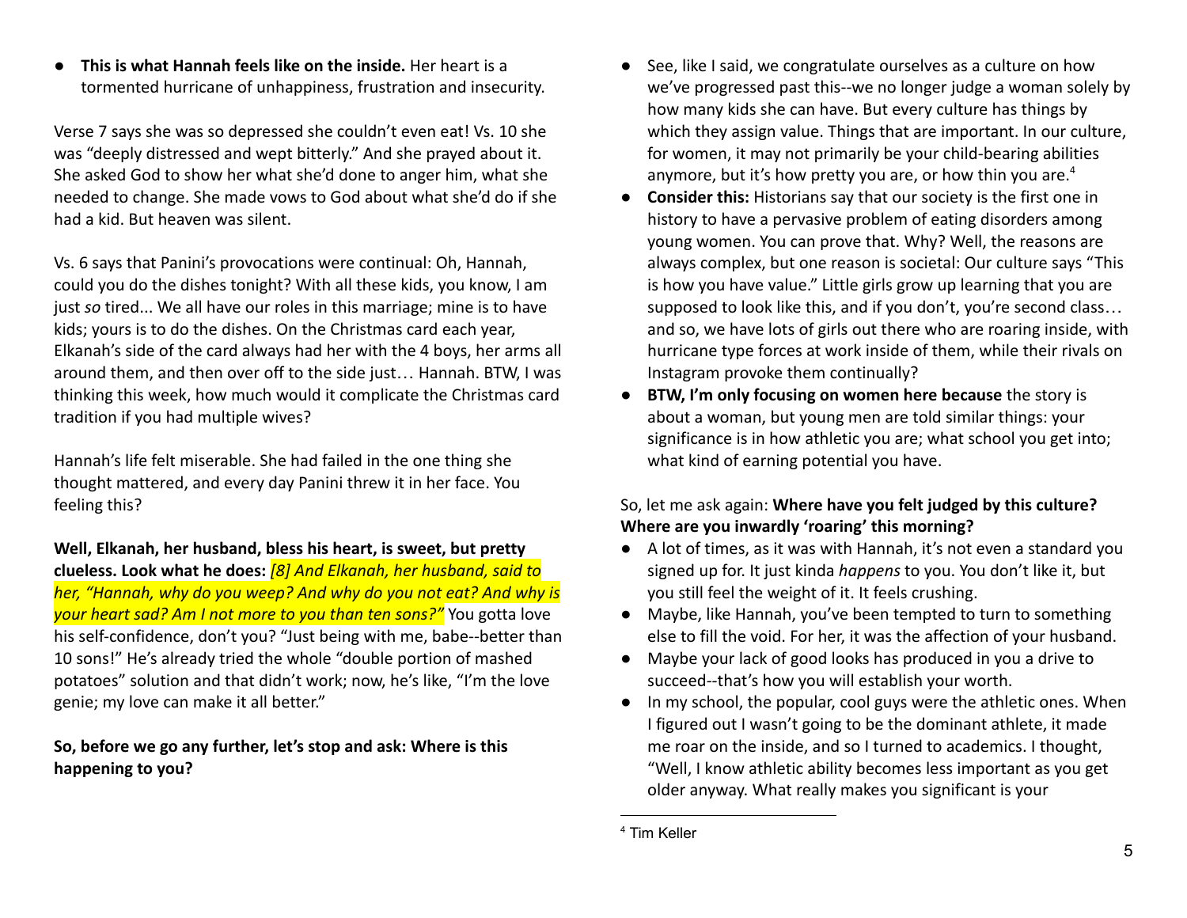- **This is what Hannah feels like on the inside.** Her heart is a tormented hurricane of unhappiness, frustration and insecurity.

Verse 7 says she was so depressed she couldn't even eat! Vs. 10 she was "deeply distressed and wept bitterly." And she prayed about it. She asked God to show her what she'd done to anger him, what she needed to change. She made vows to God about what she'd do if she had a kid. But heaven was silent.

Vs. 6 says that Panini's provocations were continual: Oh, Hannah, could you do the dishes tonight? With all these kids, you know, I am just *so* tired... We all have our roles in this marriage; mine is to have kids; yours is to do the dishes. On the Christmas card each year, Elkanah's side of the card always had her with the 4 boys, her arms all around them, and then over off to the side just… Hannah. BTW, I was thinking this week, how much would it complicate the Christmas card tradition if you had multiple wives?

Hannah's life felt miserable. She had failed in the one thing she thought mattered, and every day Panini threw it in her face. You feeling this?

**Well, Elkanah, her husband, bless his heart, is sweet, but pretty clueless. Look what he does:** *[8] And Elkanah, her husband, said to her, "Hannah, why do you weep? And why do you not eat? And why is your heart sad? Am I not more to you than ten sons?"* You gotta love his self-confidence, don't you? "Just being with me, babe--better than 10 sons!" He's already tried the whole "double portion of mashed potatoes" solution and that didn't work; now, he's like, "I'm the love genie; my love can make it all better."

**So, before we go any further, let's stop and ask: Where is this happening to you?**

- See, like I said, we congratulate ourselves as a culture on how we've progressed past this--we no longer judge a woman solely by how many kids she can have. But every culture has things by which they assign value. Things that are important. In our culture, for women, it may not primarily be your child-bearing abilities anymore, but it's how pretty you are, or how thin you are.[4]
- **Consider this:** Historians say that our society is the first one in history to have a pervasive problem of eating disorders among young women. You can prove that. Why? Well, the reasons are always complex, but one reason is societal: Our culture says "This is how you have value." Little girls grow up learning that you are supposed to look like this, and if you don't, you're second class… and so, we have lots of girls out there who are roaring inside, with hurricane type forces at work inside of them, while their rivals on Instagram provoke them continually?
- **BTW, I'm only focusing on women here because** the story is about a woman, but young men are told similar things: your significance is in how athletic you are; what school you get into; what kind of earning potential you have.

So, let me ask again: **Where have you felt judged by this culture? Where are you inwardly 'roaring' this morning?**

- A lot of times, as it was with Hannah, it's not even a standard you signed up for. It just kinda *happens* to you. You don't like it, but you still feel the weight of it. It feels crushing.
- Maybe, like Hannah, you've been tempted to turn to something else to fill the void. For her, it was the affection of your husband.
- Maybe your lack of good looks has produced in you a drive to succeed--that's how you will establish your worth.
- In my school, the popular, cool guys were the athletic ones. When I figured out I wasn't going to be the dominant athlete, it made me roar on the inside, and so I turned to academics. I thought, "Well, I know athletic ability becomes less important as you get older anyway. What really makes you significant is your

[4] Tim Keller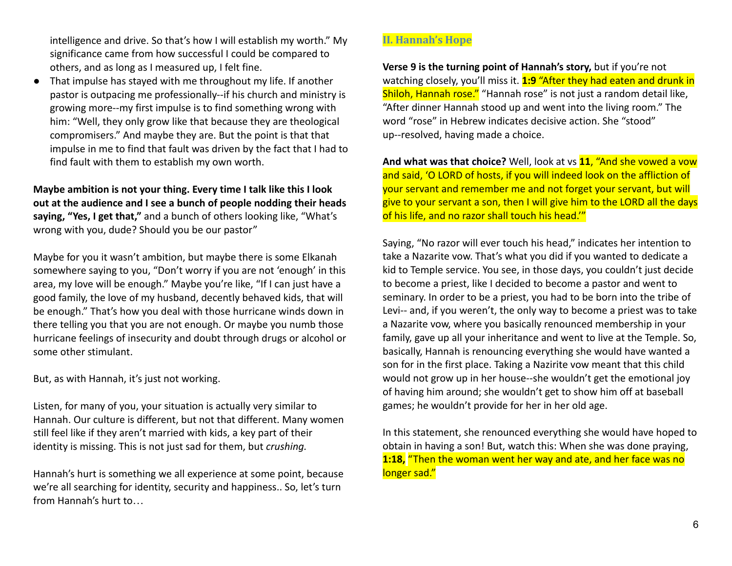intelligence and drive. So that's how I will establish my worth." My significance came from how successful I could be compared to others, and as long as I measured up, I felt fine.

- That impulse has stayed with me throughout my life. If another pastor is outpacing me professionally--if his church and ministry is growing more--my first impulse is to find something wrong with him: "Well, they only grow like that because they are theological compromisers." And maybe they are. But the point is that that impulse in me to find that fault was driven by the fact that I had to find fault with them to establish my own worth.

**Maybe ambition is not your thing. Every time I talk like this I look out at the audience and I see a bunch of people nodding their heads saying, "Yes, I get that,"** and a bunch of others looking like, "What's wrong with you, dude? Should you be our pastor"

Maybe for you it wasn't ambition, but maybe there is some Elkanah somewhere saying to you, "Don't worry if you are not 'enough' in this area, my love will be enough." Maybe you're like, "If I can just have a good family, the love of my husband, decently behaved kids, that will be enough." That's how you deal with those hurricane winds down in there telling you that you are not enough. Or maybe you numb those hurricane feelings of insecurity and doubt through drugs or alcohol or some other stimulant.

But, as with Hannah, it's just not working.

Listen, for many of you, your situation is actually very similar to Hannah. Our culture is different, but not that different. Many women still feel like if they aren't married with kids, a key part of their identity is missing. This is not just sad for them, but *crushing.*

Hannah's hurt is something we all experience at some point, because we're all searching for identity, security and happiness.. So, let's turn from Hannah's hurt to…

## II. Hannah's Hope

**Verse 9 is the turning point of Hannah's story,** but if you're not watching closely, you'll miss it. **1:9** "After they had eaten and drunk in Shiloh, Hannah rose." "Hannah rose" is not just a random detail like, "After dinner Hannah stood up and went into the living room." The word "rose" in Hebrew indicates decisive action. She "stood" up--resolved, having made a choice.

**And what was that choice?** Well, look at vs **11**, "And she vowed a vow and said, 'O LORD of hosts, if you will indeed look on the affliction of your servant and remember me and not forget your servant, but will give to your servant a son, then I will give him to the LORD all the days of his life, and no razor shall touch his head.'"

Saying, "No razor will ever touch his head," indicates her intention to take a Nazarite vow. That's what you did if you wanted to dedicate a kid to Temple service. You see, in those days, you couldn't just decide to become a priest, like I decided to become a pastor and went to seminary. In order to be a priest, you had to be born into the tribe of Levi-- and, if you weren't, the only way to become a priest was to take a Nazarite vow, where you basically renounced membership in your family, gave up all your inheritance and went to live at the Temple. So, basically, Hannah is renouncing everything she would have wanted a son for in the first place. Taking a Nazirite vow meant that this child would not grow up in her house--she wouldn't get the emotional joy of having him around; she wouldn't get to show him off at baseball games; he wouldn't provide for her in her old age.

In this statement, she renounced everything she would have hoped to obtain in having a son! But, watch this: When she was done praying, **1:18,** "Then the woman went her way and ate, and her face was no longer sad."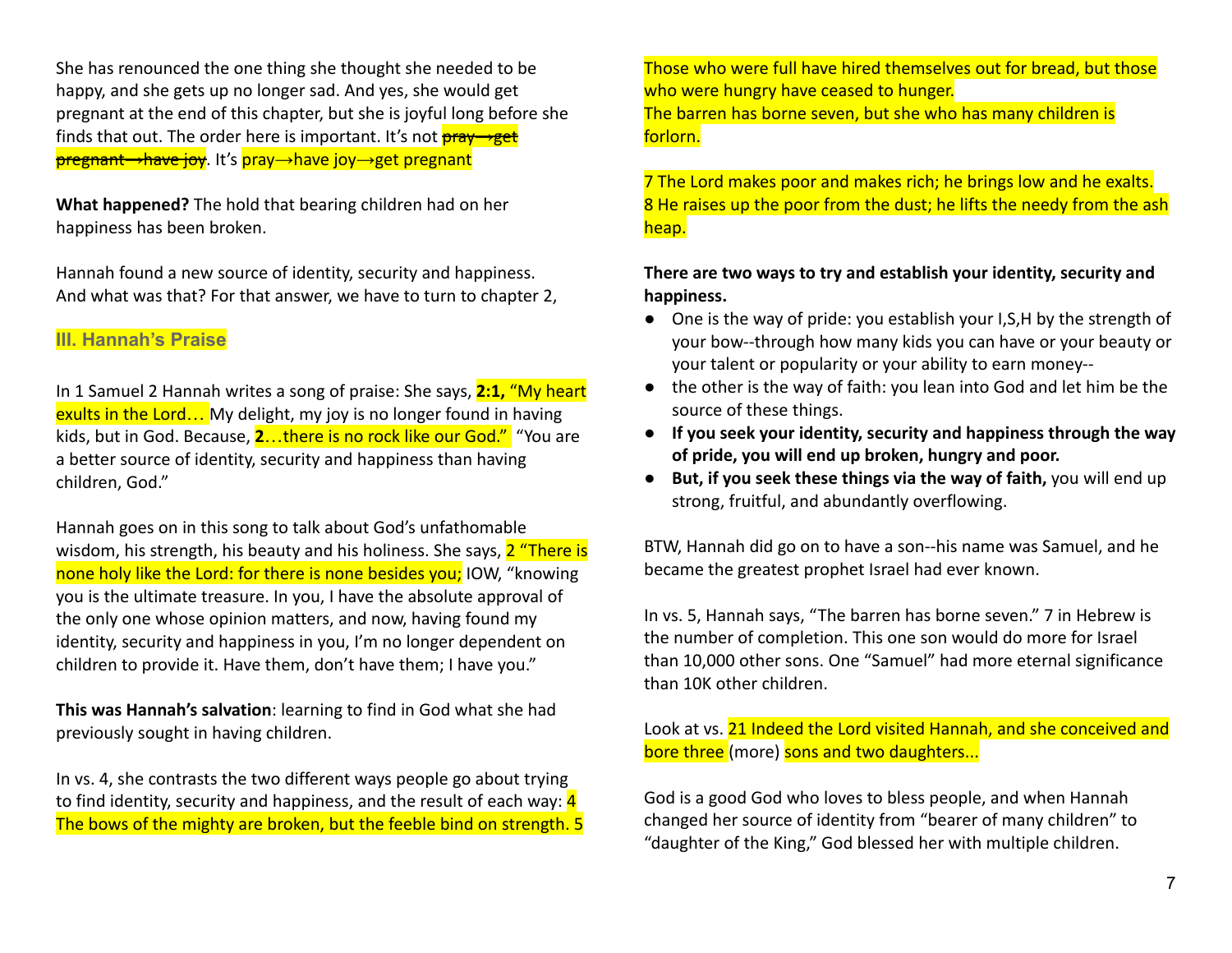She has renounced the one thing she thought she needed to be happy, and she gets up no longer sad. And yes, she would get pregnant at the end of this chapter, but she is joyful long before she finds that out. The order here is important. It's not ~~pray→get pregnant→have joy~~. It's pray→have joy→get pregnant

**What happened?** The hold that bearing children had on her happiness has been broken.

Hannah found a new source of identity, security and happiness. And what was that? For that answer, we have to turn to chapter 2,

### III. Hannah's Praise

In 1 Samuel 2 Hannah writes a song of praise: She says, **2:1,** "My heart exults in the Lord… My delight, my joy is no longer found in having kids, but in God. Because, **2**…there is no rock like our God." "You are a better source of identity, security and happiness than having children, God."

Hannah goes on in this song to talk about God's unfathomable wisdom, his strength, his beauty and his holiness. She says, 2 "There is none holy like the Lord: for there is none besides you; IOW, "knowing you is the ultimate treasure. In you, I have the absolute approval of the only one whose opinion matters, and now, having found my identity, security and happiness in you, I'm no longer dependent on children to provide it. Have them, don't have them; I have you."

**This was Hannah's salvation**: learning to find in God what she had previously sought in having children.

In vs. 4, she contrasts the two different ways people go about trying to find identity, security and happiness, and the result of each way: 4 The bows of the mighty are broken, but the feeble bind on strength. 5 Those who were full have hired themselves out for bread, but those who were hungry have ceased to hunger.
The barren has borne seven, but she who has many children is forlorn.

7 The Lord makes poor and makes rich; he brings low and he exalts.
8 He raises up the poor from the dust; he lifts the needy from the ash heap.

**There are two ways to try and establish your identity, security and happiness.**

- One is the way of pride: you establish your I,S,H by the strength of your bow--through how many kids you can have or your beauty or your talent or popularity or your ability to earn money--
- the other is the way of faith: you lean into God and let him be the source of these things.
- **If you seek your identity, security and happiness through the way of pride, you will end up broken, hungry and poor.**
- **But, if you seek these things via the way of faith,** you will end up strong, fruitful, and abundantly overflowing.

BTW, Hannah did go on to have a son--his name was Samuel, and he became the greatest prophet Israel had ever known.

In vs. 5, Hannah says, "The barren has borne seven." 7 in Hebrew is the number of completion. This one son would do more for Israel than 10,000 other sons. One "Samuel" had more eternal significance than 10K other children.

Look at vs. 21 Indeed the Lord visited Hannah, and she conceived and bore three (more) sons and two daughters...

God is a good God who loves to bless people, and when Hannah changed her source of identity from "bearer of many children" to "daughter of the King," God blessed her with multiple children.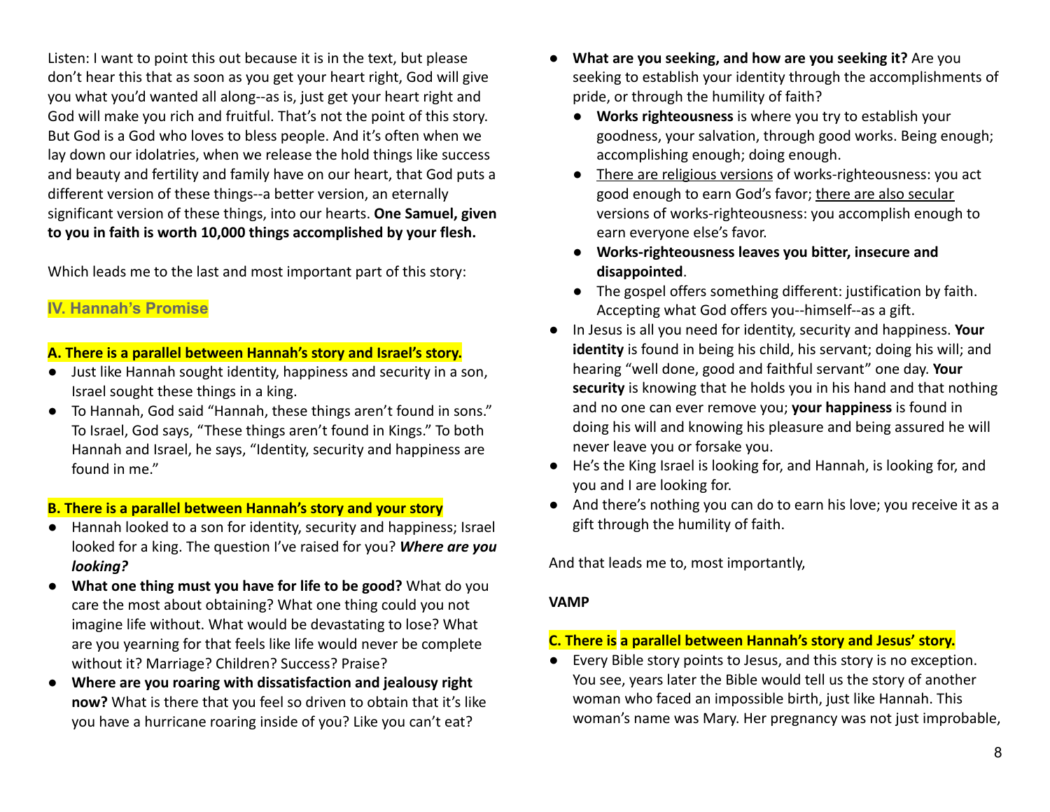Listen: I want to point this out because it is in the text, but please don't hear this that as soon as you get your heart right, God will give you what you'd wanted all along--as is, just get your heart right and God will make you rich and fruitful. That's not the point of this story. But God is a God who loves to bless people. And it's often when we lay down our idolatries, when we release the hold things like success and beauty and fertility and family have on our heart, that God puts a different version of these things--a better version, an eternally significant version of these things, into our hearts. **One Samuel, given to you in faith is worth 10,000 things accomplished by your flesh.**

Which leads me to the last and most important part of this story:

## IV. Hannah's Promise

**A. There is a parallel between Hannah's story and Israel's story.**

- Just like Hannah sought identity, happiness and security in a son, Israel sought these things in a king.
- To Hannah, God said "Hannah, these things aren't found in sons." To Israel, God says, "These things aren't found in Kings." To both Hannah and Israel, he says, "Identity, security and happiness are found in me."

**B. There is a parallel between Hannah's story and your story**

- Hannah looked to a son for identity, security and happiness; Israel looked for a king. The question I've raised for you? ***Where are you looking?***
- **What one thing must you have for life to be good?** What do you care the most about obtaining? What one thing could you not imagine life without. What would be devastating to lose? What are you yearning for that feels like life would never be complete without it? Marriage? Children? Success? Praise?
- **Where are you roaring with dissatisfaction and jealousy right now?** What is there that you feel so driven to obtain that it's like you have a hurricane roaring inside of you? Like you can't eat?
- **What are you seeking, and how are you seeking it?** Are you seeking to establish your identity through the accomplishments of pride, or through the humility of faith?
  - **Works righteousness** is where you try to establish your goodness, your salvation, through good works. Being enough; accomplishing enough; doing enough.
  - There are religious versions of works-righteousness: you act good enough to earn God's favor; there are also secular versions of works-righteousness: you accomplish enough to earn everyone else's favor.
  - **Works-righteousness leaves you bitter, insecure and disappointed**.
  - The gospel offers something different: justification by faith. Accepting what God offers you--himself--as a gift.
- In Jesus is all you need for identity, security and happiness. **Your identity** is found in being his child, his servant; doing his will; and hearing "well done, good and faithful servant" one day. **Your security** is knowing that he holds you in his hand and that nothing and no one can ever remove you; **your happiness** is found in doing his will and knowing his pleasure and being assured he will never leave you or forsake you.
- He's the King Israel is looking for, and Hannah, is looking for, and you and I are looking for.
- And there's nothing you can do to earn his love; you receive it as a gift through the humility of faith.

And that leads me to, most importantly,

**VAMP**

**C. There is a parallel between Hannah's story and Jesus' story.**

- Every Bible story points to Jesus, and this story is no exception. You see, years later the Bible would tell us the story of another woman who faced an impossible birth, just like Hannah. This woman's name was Mary. Her pregnancy was not just improbable,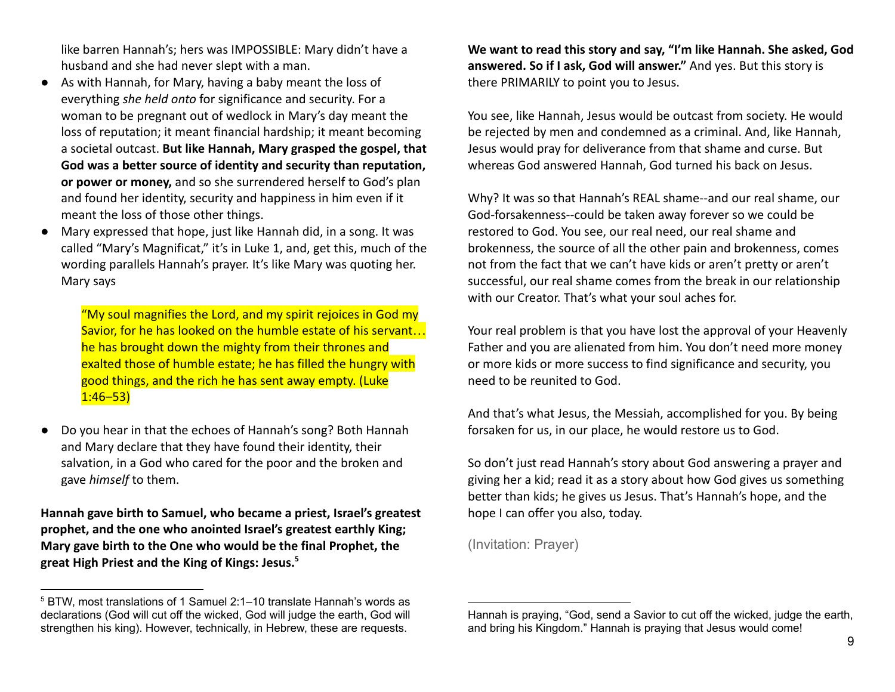like barren Hannah's; hers was IMPOSSIBLE: Mary didn't have a husband and she had never slept with a man.

- As with Hannah, for Mary, having a baby meant the loss of everything *she held onto* for significance and security. For a woman to be pregnant out of wedlock in Mary's day meant the loss of reputation; it meant financial hardship; it meant becoming a societal outcast. **But like Hannah, Mary grasped the gospel, that God was a better source of identity and security than reputation, or power or money,** and so she surrendered herself to God's plan and found her identity, security and happiness in him even if it meant the loss of those other things.
- Mary expressed that hope, just like Hannah did, in a song. It was called "Mary's Magnificat," it's in Luke 1, and, get this, much of the wording parallels Hannah's prayer. It's like Mary was quoting her. Mary says

  > "My soul magnifies the Lord, and my spirit rejoices in God my Savior, for he has looked on the humble estate of his servant… he has brought down the mighty from their thrones and exalted those of humble estate; he has filled the hungry with good things, and the rich he has sent away empty. (Luke 1:46–53)

- Do you hear in that the echoes of Hannah's song? Both Hannah and Mary declare that they have found their identity, their salvation, in a God who cared for the poor and the broken and gave *himself* to them.

**Hannah gave birth to Samuel, who became a priest, Israel's greatest prophet, and the one who anointed Israel's greatest earthly King; Mary gave birth to the One who would be the final Prophet, the great High Priest and the King of Kings: Jesus.**[5]

**We want to read this story and say, "I'm like Hannah. She asked, God answered. So if I ask, God will answer."** And yes. But this story is there PRIMARILY to point you to Jesus.

You see, like Hannah, Jesus would be outcast from society. He would be rejected by men and condemned as a criminal. And, like Hannah, Jesus would pray for deliverance from that shame and curse. But whereas God answered Hannah, God turned his back on Jesus.

Why? It was so that Hannah's REAL shame--and our real shame, our God-forsakenness--could be taken away forever so we could be restored to God. You see, our real need, our real shame and brokenness, the source of all the other pain and brokenness, comes not from the fact that we can't have kids or aren't pretty or aren't successful, our real shame comes from the break in our relationship with our Creator. That's what your soul aches for.

Your real problem is that you have lost the approval of your Heavenly Father and you are alienated from him. You don't need more money or more kids or more success to find significance and security, you need to be reunited to God.

And that's what Jesus, the Messiah, accomplished for you. By being forsaken for us, in our place, he would restore us to God.

So don't just read Hannah's story about God answering a prayer and giving her a kid; read it as a story about how God gives us something better than kids; he gives us Jesus. That's Hannah's hope, and the hope I can offer you also, today.

(Invitation: Prayer)

---

[5] BTW, most translations of 1 Samuel 2:1–10 translate Hannah's words as declarations (God will cut off the wicked, God will judge the earth, God will strengthen his king). However, technically, in Hebrew, these are requests. Hannah is praying, "God, send a Savior to cut off the wicked, judge the earth, and bring his Kingdom." Hannah is praying that Jesus would come!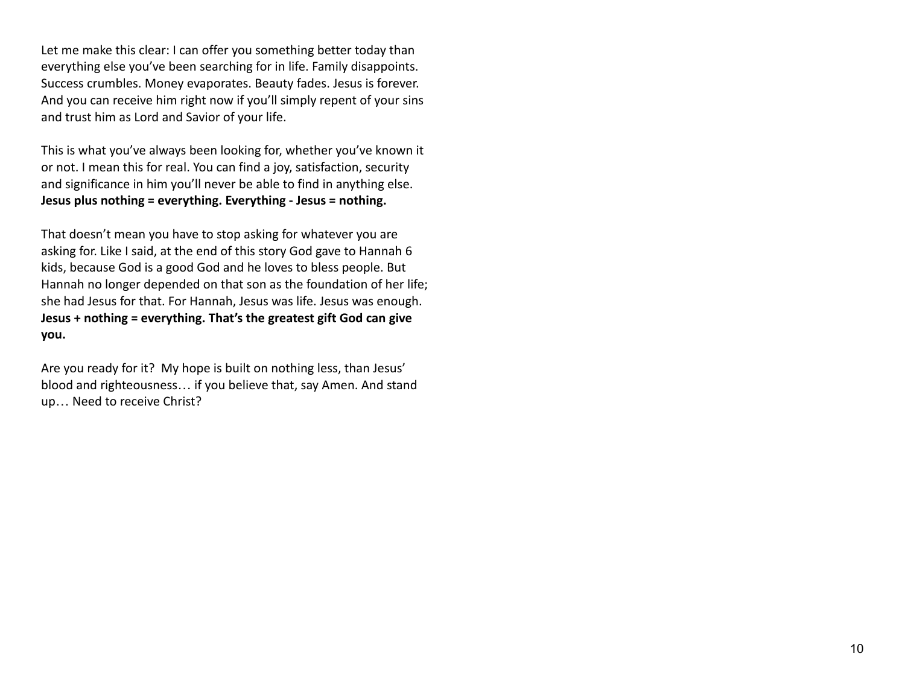Let me make this clear: I can offer you something better today than everything else you've been searching for in life. Family disappoints. Success crumbles. Money evaporates. Beauty fades. Jesus is forever. And you can receive him right now if you'll simply repent of your sins and trust him as Lord and Savior of your life.

This is what you've always been looking for, whether you've known it or not. I mean this for real. You can find a joy, satisfaction, security and significance in him you'll never be able to find in anything else. **Jesus plus nothing = everything. Everything - Jesus = nothing.**

That doesn't mean you have to stop asking for whatever you are asking for. Like I said, at the end of this story God gave to Hannah 6 kids, because God is a good God and he loves to bless people. But Hannah no longer depended on that son as the foundation of her life; she had Jesus for that. For Hannah, Jesus was life. Jesus was enough. **Jesus + nothing = everything. That's the greatest gift God can give you.**

Are you ready for it? My hope is built on nothing less, than Jesus' blood and righteousness… if you believe that, say Amen. And stand up… Need to receive Christ?